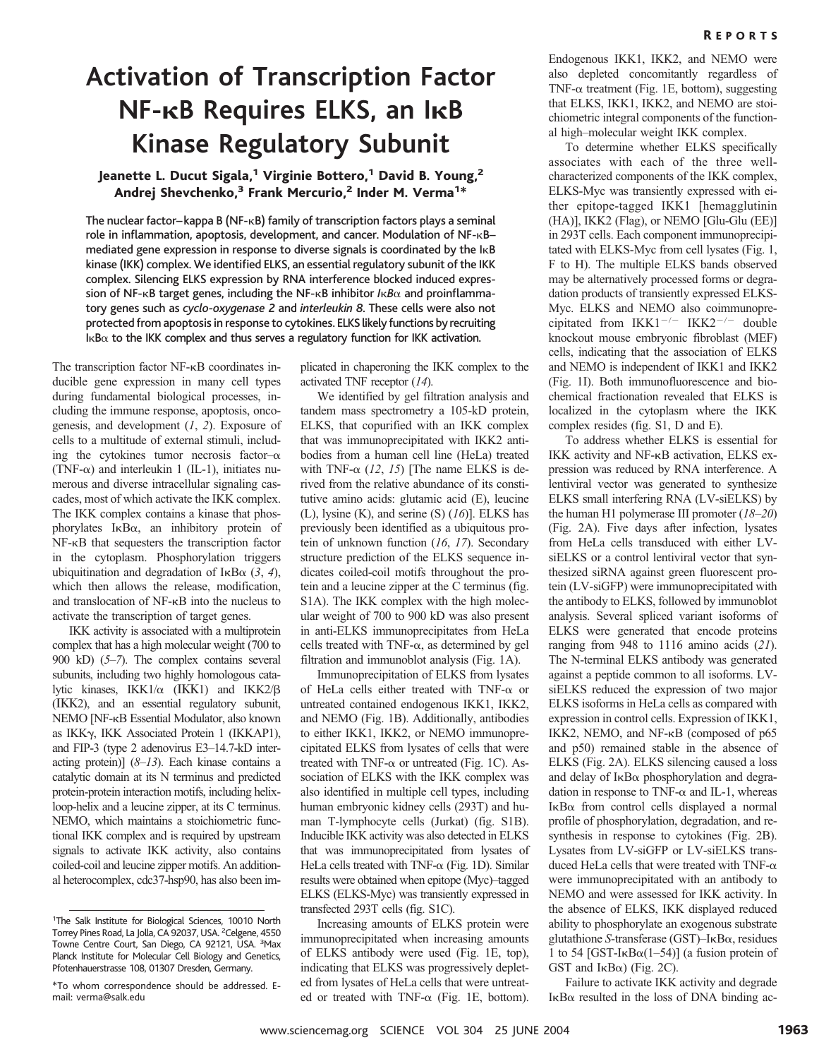# Activation of Transcription Factor NF-κB Requires ELKS, an IκB Kinase Regulatory Subunit

**Jeanette L. Ducut Sigala,[1] Virginie Bottero,[1] David B. Young,[2] Andrej Shevchenko,[3] Frank Mercurio,[2] Inder M. Verma[1]***

**The nuclear factor–kappa B (NF-κB) family of transcription factors plays a seminal role in inflammation, apoptosis, development, and cancer. Modulation of NF-κB–mediated gene expression in response to diverse signals is coordinated by the IκB kinase (IKK) complex. We identified ELKS, an essential regulatory subunit of the IKK complex. Silencing ELKS expression by RNA interference blocked induced expression of NF-κB target genes, including the NF-κB inhibitor *IκBα* and proinflammatory genes such as *cyclo-oxygenase 2* and *interleukin 8*. These cells were also not protected from apoptosis in response to cytokines. ELKS likely functions by recruiting IκBα to the IKK complex and thus serves a regulatory function for IKK activation.**

The transcription factor NF-κB coordinates inducible gene expression in many cell types during fundamental biological processes, including the immune response, apoptosis, oncogenesis, and development (*1*, *2*). Exposure of cells to a multitude of external stimuli, including the cytokines tumor necrosis factor–α (TNF-α) and interleukin 1 (IL-1), initiates numerous and diverse intracellular signaling cascades, most of which activate the IKK complex. The IKK complex contains a kinase that phosphorylates IκBα, an inhibitory protein of NF-κB that sequesters the transcription factor in the cytoplasm. Phosphorylation triggers ubiquitination and degradation of IκBα (*3*, *4*), which then allows the release, modification, and translocation of NF-κB into the nucleus to activate the transcription of target genes.

IKK activity is associated with a multiprotein complex that has a high molecular weight (700 to 900 kD) (*5*–*7*). The complex contains several subunits, including two highly homologous catalytic kinases, IKK1/α (IKK1) and IKK2/β (IKK2), and an essential regulatory subunit, NEMO [NF-κB Essential Modulator, also known as IKKγ, IKK Associated Protein 1 (IKKAP1), and FIP-3 (type 2 adenovirus E3–14.7-kD interacting protein)] (*8*–*13*). Each kinase contains a catalytic domain at its N terminus and predicted protein-protein interaction motifs, including helix-loop-helix and a leucine zipper, at its C terminus. NEMO, which maintains a stoichiometric functional IKK complex and is required by upstream signals to activate IKK activity, also contains coiled-coil and leucine zipper motifs. An additional heterocomplex, cdc37-hsp90, has also been implicated in chaperoning the IKK complex to the activated TNF receptor (*14*).

We identified by gel filtration analysis and tandem mass spectrometry a 105-kD protein, ELKS, that copurified with an IKK complex that was immunoprecipitated with IKK2 antibodies from a human cell line (HeLa) treated with TNF-α (*12*, *15*) [The name ELKS is derived from the relative abundance of its constitutive amino acids: glutamic acid (E), leucine (L), lysine (K), and serine (S) (*16*)]. ELKS has previously been identified as a ubiquitous protein of unknown function (*16*, *17*). Secondary structure prediction of the ELKS sequence indicates coiled-coil motifs throughout the protein and a leucine zipper at the C terminus (fig. S1A). The IKK complex with the high molecular weight of 700 to 900 kD was also present in anti-ELKS immunoprecipitates from HeLa cells treated with TNF-α, as determined by gel filtration and immunoblot analysis (Fig. 1A).

Immunoprecipitation of ELKS from lysates of HeLa cells either treated with TNF-α or untreated contained endogenous IKK1, IKK2, and NEMO (Fig. 1B). Additionally, antibodies to either IKK1, IKK2, or NEMO immunoprecipitated ELKS from lysates of cells that were treated with TNF-α or untreated (Fig. 1C). Association of ELKS with the IKK complex was also identified in multiple cell types, including human embryonic kidney cells (293T) and human T-lymphocyte cells (Jurkat) (fig. S1B). Inducible IKK activity was also detected in ELKS that was immunoprecipitated from lysates of HeLa cells treated with TNF-α (Fig. 1D). Similar results were obtained when epitope (Myc)–tagged ELKS (ELKS-Myc) was transiently expressed in transfected 293T cells (fig. S1C).

Increasing amounts of ELKS protein were immunoprecipitated when increasing amounts of ELKS antibody were used (Fig. 1E, top), indicating that ELKS was progressively depleted from lysates of HeLa cells that were untreated or treated with TNF-α (Fig. 1E, bottom). Endogenous IKK1, IKK2, and NEMO were also depleted concomitantly regardless of TNF-α treatment (Fig. 1E, bottom), suggesting that ELKS, IKK1, IKK2, and NEMO are stoichiometric integral components of the functional high–molecular weight IKK complex.

To determine whether ELKS specifically associates with each of the three well-characterized components of the IKK complex, ELKS-Myc was transiently expressed with either epitope-tagged IKK1 [hemagglutinin (HA)], IKK2 (Flag), or NEMO [Glu-Glu (EE)] in 293T cells. Each component immunoprecipitated with ELKS-Myc from cell lysates (Fig. 1, F to H). The multiple ELKS bands observed may be alternatively processed forms or degradation products of transiently expressed ELKS-Myc. ELKS and NEMO also coimmunoprecipitated from $IKK1^{-/-}$ $IKK2^{-/-}$ double knockout mouse embryonic fibroblast (MEF) cells, indicating that the association of ELKS and NEMO is independent of IKK1 and IKK2 (Fig. 1I). Both immunofluorescence and biochemical fractionation revealed that ELKS is localized in the cytoplasm where the IKK complex resides (fig. S1, D and E).

To address whether ELKS is essential for IKK activity and NF-κB activation, ELKS expression was reduced by RNA interference. A lentiviral vector was generated to synthesize ELKS small interfering RNA (LV-siELKS) by the human H1 polymerase III promoter (*18*–*20*) (Fig. 2A). Five days after infection, lysates from HeLa cells transduced with either LV-siELKS or a control lentiviral vector that synthesized siRNA against green fluorescent protein (LV-siGFP) were immunoprecipitated with the antibody to ELKS, followed by immunoblot analysis. Several spliced variant isoforms of ELKS were generated that encode proteins ranging from 948 to 1116 amino acids (*21*). The N-terminal ELKS antibody was generated against a peptide common to all isoforms. LV-siELKS reduced the expression of two major ELKS isoforms in HeLa cells as compared with expression in control cells. Expression of IKK1, IKK2, NEMO, and NF-κB (composed of p65 and p50) remained stable in the absence of ELKS (Fig. 2A). ELKS silencing caused a loss and delay of IκBα phosphorylation and degradation in response to TNF-α and IL-1, whereas IκBα from control cells displayed a normal profile of phosphorylation, degradation, and resynthesis in response to cytokines (Fig. 2B). Lysates from LV-siGFP or LV-siELKS transduced HeLa cells that were treated with TNF-α were immunoprecipitated with an antibody to NEMO and were assessed for IKK activity. In the absence of ELKS, IKK displayed reduced ability to phosphorylate an exogenous substrate glutathione *S*-transferase (GST)–IκBα, residues 1 to 54 [GST-IκBα(1–54)] (a fusion protein of GST and IκBα) (Fig. 2C).

Failure to activate IKK activity and degrade IκBα resulted in the loss of DNA binding ac-

---

[1]The Salk Institute for Biological Sciences, 10010 North Torrey Pines Road, La Jolla, CA 92037, USA. [2]Celgene, 4550 Towne Centre Court, San Diego, CA 92121, USA. [3]Max Planck Institute for Molecular Cell Biology and Genetics, Pfotenhauerstrasse 108, 01307 Dresden, Germany.

*To whom correspondence should be addressed. E-mail: verma@salk.edu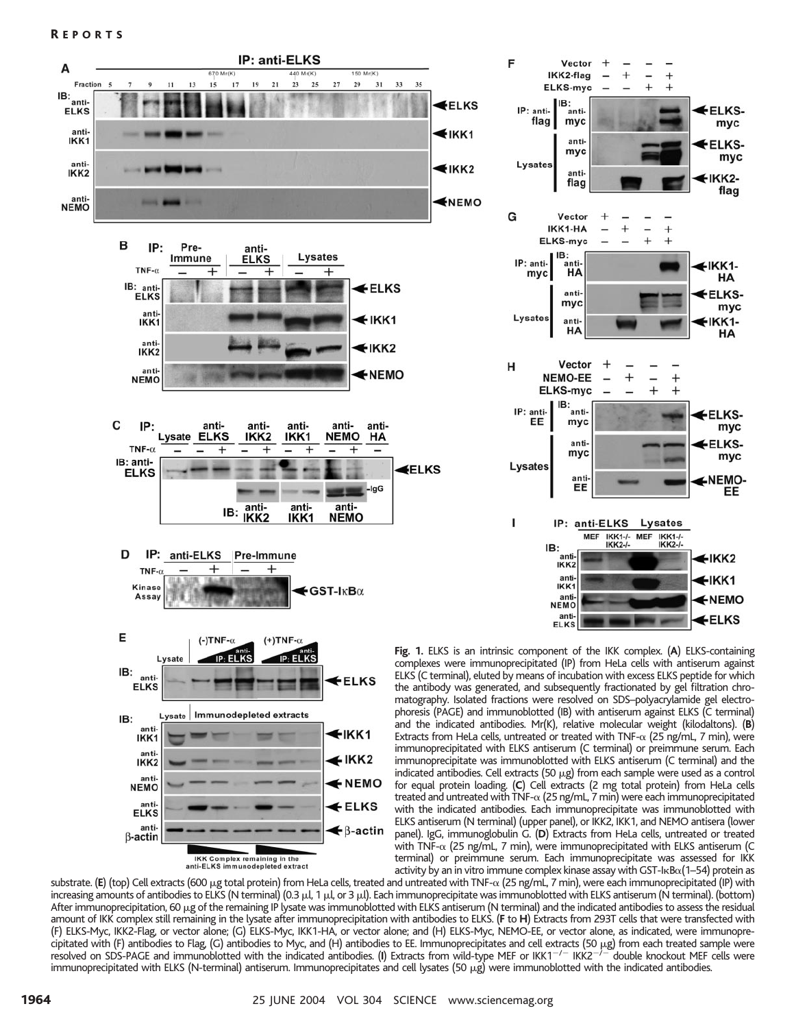**Fig. 1.** ELKS is an intrinsic component of the IKK complex. (**A**) ELKS-containing complexes were immunoprecipitated (IP) from HeLa cells with antiserum against ELKS (C terminal), eluted by means of incubation with excess ELKS peptide for which the antibody was generated, and subsequently fractionated by gel filtration chromatography. Isolated fractions were resolved on SDS–polyacrylamide gel electrophoresis (PAGE) and immunoblotted (IB) with antiserum against ELKS (C terminal) and the indicated antibodies. Mr(K), relative molecular weight (kilodaltons). (**B**) Extracts from HeLa cells, untreated or treated with TNF-α (25 ng/mL, 7 min), were immunoprecipitated with ELKS antiserum (C terminal) or preimmune serum. Each immunoprecipitate was immunoblotted with ELKS antiserum (C terminal) and the indicated antibodies. Cell extracts (50 μg) from each sample were used as a control for equal protein loading. (**C**) Cell extracts (2 mg total protein) from HeLa cells treated and untreated with TNF-α (25 ng/mL, 7 min) were each immunoprecipitated with the indicated antibodies. Each immunoprecipitate was immunoblotted with ELKS antiserum (N terminal) (upper panel), or IKK2, IKK1, and NEMO antisera (lower panel). IgG, immunoglobulin G. (**D**) Extracts from HeLa cells, untreated or treated with TNF-α (25 ng/mL, 7 min), were immunoprecipitated with ELKS antiserum (C terminal) or preimmune serum. Each immunoprecipitate was assessed for IKK activity by an in vitro immune complex kinase assay with GST-IκBα(1–54) protein as substrate. (**E**) (top) Cell extracts (600 μg total protein) from HeLa cells, treated and untreated with TNF-α (25 ng/mL, 7 min), were each immunoprecipitated (IP) with increasing amounts of antibodies to ELKS (N terminal) (0.3 μl, 1 μl, or 3 μl). Each immunoprecipitate was immunoblotted with ELKS antiserum (N terminal). (bottom) After immunoprecipitation, 60 μg of the remaining IP lysate was immunoblotted with ELKS antiserum (N terminal) and the indicated antibodies to assess the residual amount of IKK complex still remaining in the lysate after immunoprecipitation with antibodies to ELKS. (**F** to **H**) Extracts from 293T cells that were transfected with (F) ELKS-Myc, IKK2-Flag, or vector alone; (G) ELKS-Myc, IKK1-HA, or vector alone; and (H) ELKS-Myc, NEMO-EE, or vector alone, as indicated, were immunoprecipitated with (F) antibodies to Flag, (G) antibodies to Myc, and (H) antibodies to EE. Immunoprecipitates and cell extracts (50 μg) from each treated sample were resolved on SDS-PAGE and immunoblotted with the indicated antibodies. (**I**) Extracts from wild-type MEF or $IKK1^{-/-}$ $IKK2^{-/-}$ double knockout MEF cells were immunoprecipitated with ELKS (N-terminal) antiserum. Immunoprecipitates and cell lysates (50 μg) were immunoblotted with the indicated antibodies.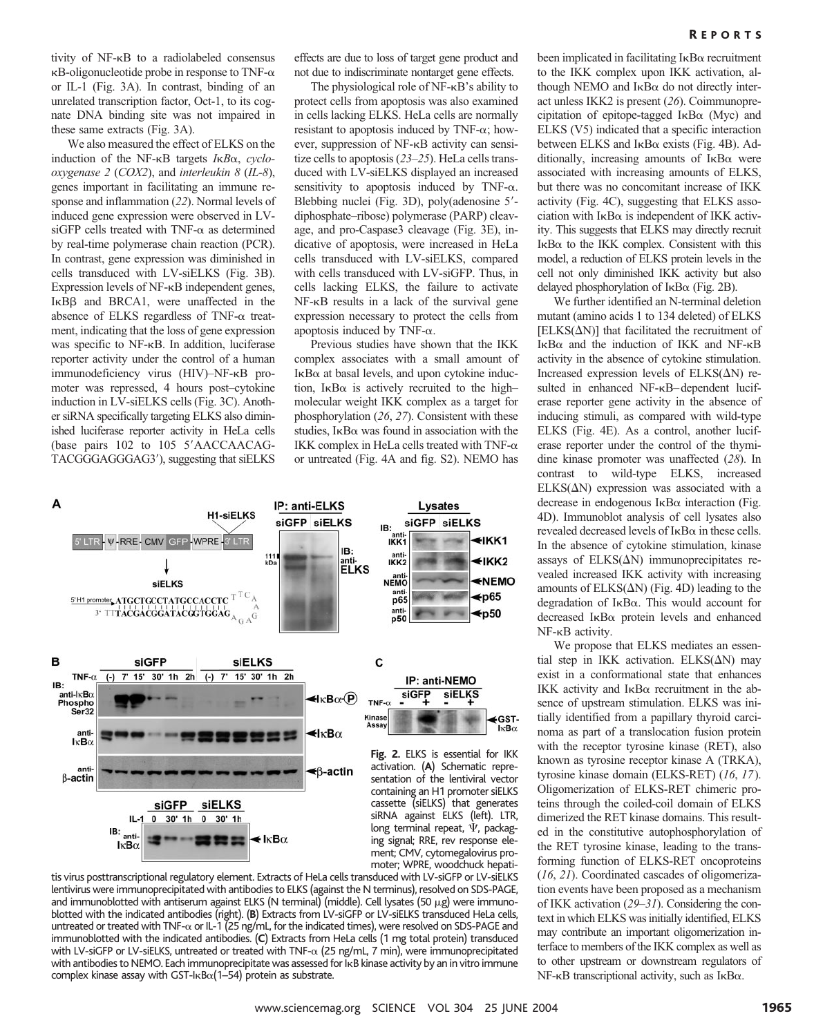tivity of NF-κB to a radiolabeled consensus κB-oligonucleotide probe in response to TNF-α or IL-1 (Fig. 3A). In contrast, binding of an unrelated transcription factor, Oct-1, to its cognate DNA binding site was not impaired in these same extracts (Fig. 3A).

We also measured the effect of ELKS on the induction of the NF-κB targets *IκBα*, *cyclooxygenase 2* (*COX2*), and *interleukin 8* (*IL-8*), genes important in facilitating an immune response and inflammation (*22*). Normal levels of induced gene expression were observed in LV-siGFP cells treated with TNF-α as determined by real-time polymerase chain reaction (PCR). In contrast, gene expression was diminished in cells transduced with LV-siELKS (Fig. 3B). Expression levels of NF-κB independent genes, IκBβ and BRCA1, were unaffected in the absence of ELKS regardless of TNF-α treatment, indicating that the loss of gene expression was specific to NF-κB. In addition, luciferase reporter activity under the control of a human immunodeficiency virus (HIV)–NF-κB promoter was repressed, 4 hours post–cytokine induction in LV-siELKS cells (Fig. 3C). Another siRNA specifically targeting ELKS also diminished luciferase reporter activity in HeLa cells (base pairs 102 to 105 5′AACCAACAGTACGGGAGGGAG3′), suggesting that siELKS effects are due to loss of target gene product and not due to indiscriminate nontarget gene effects.

The physiological role of NF-κB's ability to protect cells from apoptosis was also examined in cells lacking ELKS. HeLa cells are normally resistant to apoptosis induced by TNF-α; however, suppression of NF-κB activity can sensitize cells to apoptosis (*23*–*25*). HeLa cells transduced with LV-siELKS displayed an increased sensitivity to apoptosis induced by TNF-α. Blebbing nuclei (Fig. 3D), poly(adenosine 5′-diphosphate–ribose) polymerase (PARP) cleavage, and pro-Caspase3 cleavage (Fig. 3E), indicative of apoptosis, were increased in HeLa cells transduced with LV-siELKS, compared with cells transduced with LV-siGFP. Thus, in cells lacking ELKS, the failure to activate NF-κB results in a lack of the survival gene expression necessary to protect the cells from apoptosis induced by TNF-α.

Previous studies have shown that the IKK complex associates with a small amount of IκBα at basal levels, and upon cytokine induction, IκBα is actively recruited to the high–molecular weight IKK complex as a target for phosphorylation (*26*, *27*). Consistent with these studies, IκBα was found in association with the IKK complex in HeLa cells treated with TNF-α or untreated (Fig. 4A and fig. S2). NEMO has been implicated in facilitating IκBα recruitment to the IKK complex upon IKK activation, although NEMO and IκBα do not directly interact unless IKK2 is present (*26*). Coimmunoprecipitation of epitope-tagged IκBα (Myc) and ELKS (V5) indicated that a specific interaction between ELKS and IκBα exists (Fig. 4B). Additionally, increasing amounts of IκBα were associated with increasing amounts of ELKS, but there was no concomitant increase of IKK activity (Fig. 4C), suggesting that ELKS association with IκBα is independent of IKK activity. This suggests that ELKS may directly recruit IκBα to the IKK complex. Consistent with this model, a reduction of ELKS protein levels in the cell not only diminished IKK activity but also delayed phosphorylation of IκBα (Fig. 2B).

We further identified an N-terminal deletion mutant (amino acids 1 to 134 deleted) of ELKS [ELKS(ΔN)] that facilitated the recruitment of IκBα and the induction of IKK and NF-κB activity in the absence of cytokine stimulation. Increased expression levels of ELKS(ΔN) resulted in enhanced NF-κB–dependent luciferase reporter gene activity in the absence of inducing stimuli, as compared with wild-type ELKS (Fig. 4E). As a control, another luciferase reporter under the control of the thymidine kinase promoter was unaffected (*28*). In contrast to wild-type ELKS, increased ELKS(ΔN) expression was associated with a decrease in endogenous IκBα interaction (Fig. 4D). Immunoblot analysis of cell lysates also revealed decreased levels of IκBα in these cells. In the absence of cytokine stimulation, kinase assays of ELKS(ΔN) immunoprecipitates revealed increased IKK activity with increasing amounts of ELKS(ΔN) (Fig. 4D) leading to the degradation of IκBα. This would account for decreased IκBα protein levels and enhanced NF-κB activity.

We propose that ELKS mediates an essential step in IKK activation. ELKS(ΔN) may exist in a conformational state that enhances IKK activity and IκBα recruitment in the absence of upstream stimulation. ELKS was initially identified from a papillary thyroid carcinoma as part of a translocation fusion protein with the receptor tyrosine kinase (RET), also known as tyrosine receptor kinase A (TRKA), tyrosine kinase domain (ELKS-RET) (*16*, *17*). Oligomerization of ELKS-RET chimeric proteins through the coiled-coil domain of ELKS dimerized the RET kinase domains. This resulted in the constitutive autophosphorylation of the RET tyrosine kinase, leading to the transforming function of ELKS-RET oncoproteins (*16*, *21*). Coordinated cascades of oligomerization events have been proposed as a mechanism of IKK activation (*29*–*31*). Considering the context in which ELKS was initially identified, ELKS may contribute an important oligomerization interface to members of the IKK complex as well as to other upstream or downstream regulators of NF-κB transcriptional activity, such as IκBα.

**Fig. 2.** ELKS is essential for IKK activation. (**A**) Schematic representation of the lentiviral vector containing an H1 promoter siELKS cassette (siELKS) that generates siRNA against ELKS (left). LTR, long terminal repeat, Ψ, packaging signal; RRE, rev response element; CMV, cytomegalovirus promoter; WPRE, woodchuck hepatitis virus posttranscriptional regulatory element. Extracts of HeLa cells transduced with LV-siGFP or LV-siELKS lentivirus were immunoprecipitated with antibodies to ELKS (against the N terminus), resolved on SDS-PAGE, and immunoblotted with antiserum against ELKS (N terminal) (middle). Cell lysates (50 μg) were immunoblotted with the indicated antibodies (right). (**B**) Extracts from LV-siGFP or LV-siELKS transduced HeLa cells, untreated or treated with TNF-α or IL-1 (25 ng/mL, for the indicated times), were resolved on SDS-PAGE and immunoblotted with the indicated antibodies. (**C**) Extracts from HeLa cells (1 mg total protein) transduced with LV-siGFP or LV-siELKS, untreated or treated with TNF-α (25 ng/mL, 7 min), were immunoprecipitated with antibodies to NEMO. Each immunoprecipitate was assessed for IκB kinase activity by an in vitro immune complex kinase assay with GST-IκBα(1–54) protein as substrate.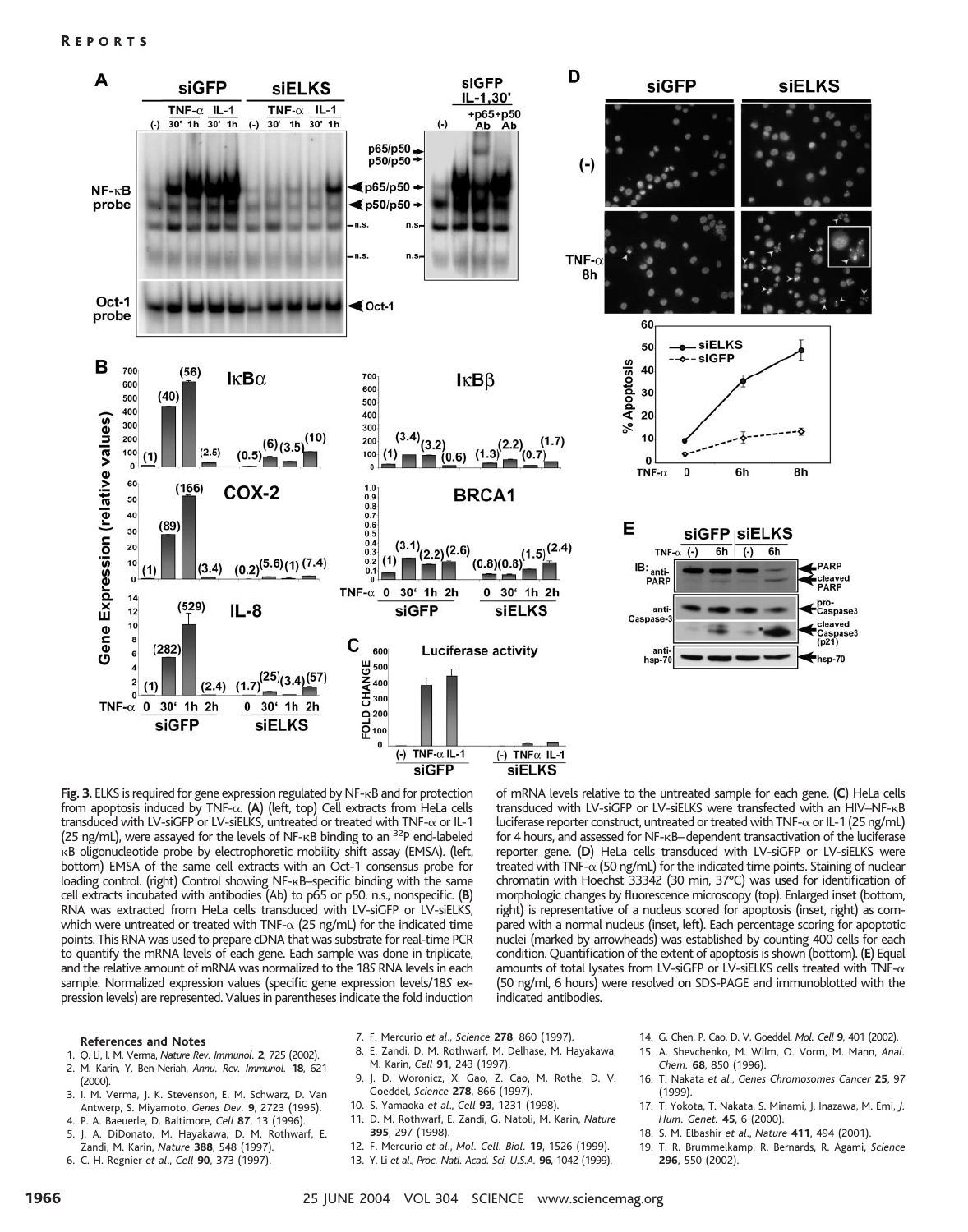**Fig. 3.** ELKS is required for gene expression regulated by NF-κB and for protection from apoptosis induced by TNF-α. (**A**) (left, top) Cell extracts from HeLa cells transduced with LV-siGFP or LV-siELKS, untreated or treated with TNF-α or IL-1 (25 ng/mL), were assayed for the levels of NF-κB binding to an $^{32}$P end-labeled κB oligonucleotide probe by electrophoretic mobility shift assay (EMSA). (left, bottom) EMSA of the same cell extracts with an Oct-1 consensus probe for loading control. (right) Control showing NF-κB–specific binding with the same cell extracts incubated with antibodies (Ab) to p65 or p50. n.s., nonspecific. (**B**) RNA was extracted from HeLa cells transduced with LV-siGFP or LV-siELKS, which were untreated or treated with TNF-α (25 ng/mL) for the indicated time points. This RNA was used to prepare cDNA that was substrate for real-time PCR to quantify the mRNA levels of each gene. Each sample was done in triplicate, and the relative amount of mRNA was normalized to the 18S RNA levels in each sample. Normalized expression values (specific gene expression levels/18S expression levels) are represented. Values in parentheses indicate the fold induction of mRNA levels relative to the untreated sample for each gene. (**C**) HeLa cells transduced with LV-siGFP or LV-siELKS were transfected with an HIV–NF-κB luciferase reporter construct, untreated or treated with TNF-α or IL-1 (25 ng/mL) for 4 hours, and assessed for NF-κB–dependent transactivation of the luciferase reporter gene. (**D**) HeLa cells transduced with LV-siGFP or LV-siELKS were treated with TNF-α (50 ng/mL) for the indicated time points. Staining of nuclear chromatin with Hoechst 33342 (30 min, 37°C) was used for identification of morphologic changes by fluorescence microscopy (top). Enlarged inset (bottom, right) is representative of a nucleus scored for apoptosis (inset, right) as compared with a normal nucleus (inset, left). Each percentage scoring for apoptotic nuclei (marked by arrowheads) was established by counting 400 cells for each condition. Quantification of the extent of apoptosis is shown (bottom). (**E**) Equal amounts of total lysates from LV-siGFP or LV-siELKS cells treated with TNF-α (50 ng/ml, 6 hours) were resolved on SDS-PAGE and immunoblotted with the indicated antibodies.

#### References and Notes

1. Q. Li, I. M. Verma, *Nature Rev. Immunol.* **2**, 725 (2002).
2. M. Karin, Y. Ben-Neriah, *Annu. Rev. Immunol.* **18**, 621 (2000).
3. I. M. Verma, J. K. Stevenson, E. M. Schwarz, D. Van Antwerp, S. Miyamoto, *Genes Dev.* **9**, 2723 (1995).
4. P. A. Baeuerle, D. Baltimore, *Cell* **87**, 13 (1996).
5. J. A. DiDonato, M. Hayakawa, D. M. Rothwarf, E. Zandi, M. Karin, *Nature* **388**, 548 (1997).
6. C. H. Regnier *et al.*, *Cell* **90**, 373 (1997).
7. F. Mercurio *et al.*, *Science* **278**, 860 (1997).
8. E. Zandi, D. M. Rothwarf, M. Delhase, M. Hayakawa, M. Karin, *Cell* **91**, 243 (1997).
9. J. D. Woronicz, X. Gao, Z. Cao, M. Rothe, D. V. Goeddel, *Science* **278**, 866 (1997).
10. S. Yamaoka *et al.*, *Cell* **93**, 1231 (1998).
11. D. M. Rothwarf, E. Zandi, G. Natoli, M. Karin, *Nature* **395**, 297 (1998).
12. F. Mercurio *et al.*, *Mol. Cell. Biol.* **19**, 1526 (1999).
13. Y. Li *et al.*, *Proc. Natl. Acad. Sci. U.S.A.* **96**, 1042 (1999).
14. G. Chen, P. Cao, D. V. Goeddel, *Mol. Cell* **9**, 401 (2002).
15. A. Shevchenko, M. Wilm, O. Vorm, M. Mann, *Anal. Chem.* **68**, 850 (1996).
16. T. Nakata *et al.*, *Genes Chromosomes Cancer* **25**, 97 (1999).
17. T. Yokota, T. Nakata, S. Minami, J. Inazawa, M. Emi, *J. Hum. Genet.* **45**, 6 (2000).
18. S. M. Elbashir *et al.*, *Nature* **411**, 494 (2001).
19. T. R. Brummelkamp, R. Bernards, R. Agami, *Science* **296**, 550 (2002).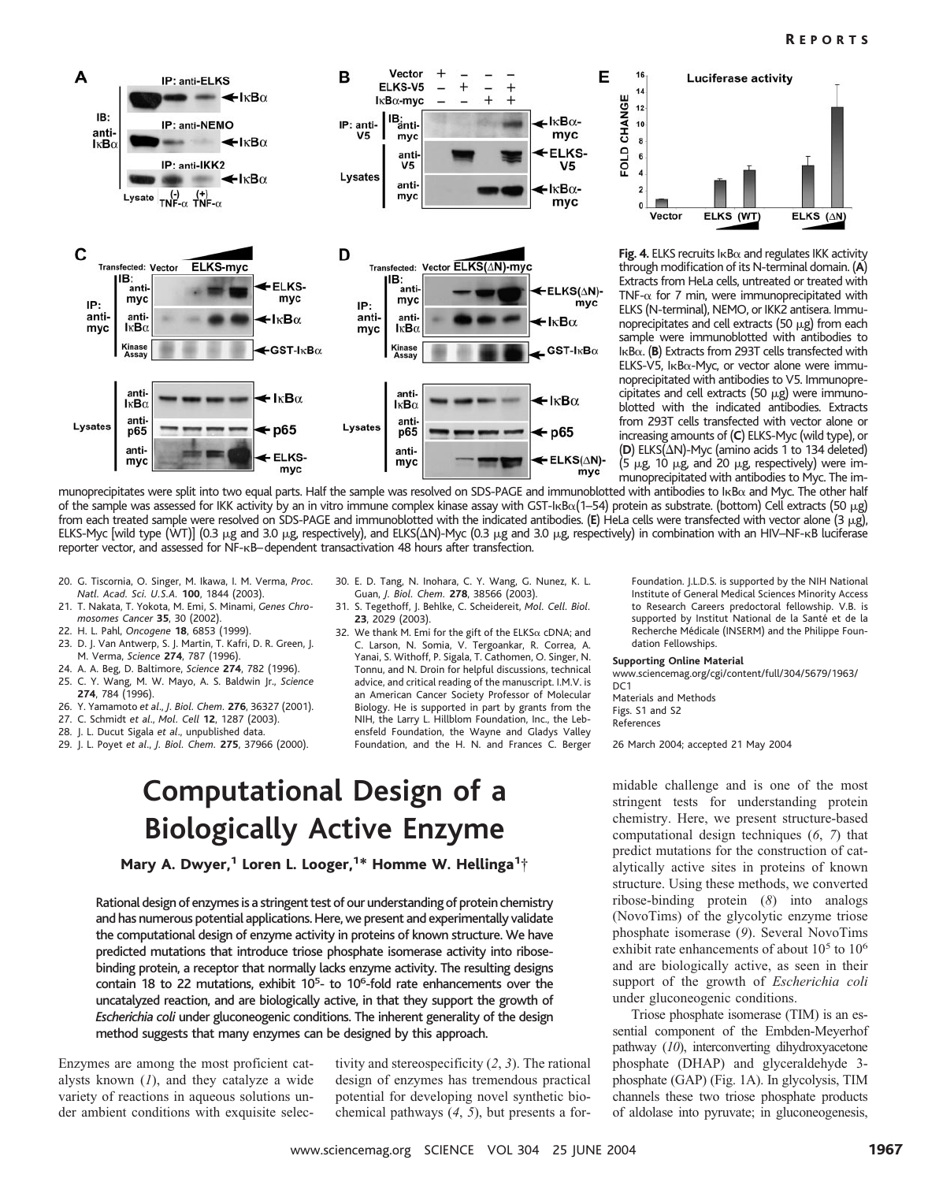**Fig. 4.** ELKS recruits IκBα and regulates IKK activity through modification of its N-terminal domain. (**A**) Extracts from HeLa cells, untreated or treated with TNF-α for 7 min, were immunoprecipitated with ELKS (N-terminal), NEMO, or IKK2 antisera. Immunoprecipitates and cell extracts (50 μg) from each sample were immunoblotted with antibodies to IκBα. (**B**) Extracts from 293T cells transfected with ELKS-V5, IκBα-Myc, or vector alone were immunoprecipitated with antibodies to V5. Immunoprecipitates and cell extracts (50 μg) were immunoblotted with the indicated antibodies. Extracts from 293T cells transfected with vector alone or increasing amounts of (**C**) ELKS-Myc (wild type), or (**D**) ELKS(ΔN)-Myc (amino acids 1 to 134 deleted) (5 μg, 10 μg, and 20 μg, respectively) were immunoprecipitated with antibodies to Myc. The immunoprecipitates were split into two equal parts. Half the sample was resolved on SDS-PAGE and immunoblotted with antibodies to IκBα and Myc. The other half of the sample was assessed for IKK activity by an in vitro immune complex kinase assay with GST-IκBα(1–54) protein as substrate. (bottom) Cell extracts (50 μg) from each treated sample were resolved on SDS-PAGE and immunoblotted with the indicated antibodies. (**E**) HeLa cells were transfected with vector alone (3 μg), ELKS-Myc [wild type (WT)] (0.3 μg and 3.0 μg, respectively), and ELKS(ΔN)-Myc (0.3 μg and 3.0 μg, respectively) in combination with an HIV–NF-κB luciferase reporter vector, and assessed for NF-κB–dependent transactivation 48 hours after transfection.

20. G. Tiscornia, O. Singer, M. Ikawa, I. M. Verma, *Proc. Natl. Acad. Sci. U.S.A.* **100**, 1844 (2003).
21. T. Nakata, T. Yokota, M. Emi, S. Minami, *Genes Chromosomes Cancer* **35**, 30 (2002).
22. H. L. Pahl, *Oncogene* **18**, 6853 (1999).
23. D. J. Van Antwerp, S. J. Martin, T. Kafri, D. R. Green, J. M. Verma, *Science* **274**, 787 (1996).
24. A. A. Beg, D. Baltimore, *Science* **274**, 782 (1996).
25. C. Y. Wang, M. W. Mayo, A. S. Baldwin Jr., *Science* **274**, 784 (1996).
26. Y. Yamamoto *et al.*, *J. Biol. Chem.* **276**, 36327 (2001).
27. C. Schmidt *et al.*, *Mol. Cell* **12**, 1287 (2003).
28. J. L. Ducut Sigala *et al.*, unpublished data.
29. J. L. Poyet *et al.*, *J. Biol. Chem.* **275**, 37966 (2000).
30. E. D. Tang, N. Inohara, C. Y. Wang, G. Nunez, K. L. Guan, *J. Biol. Chem.* **278**, 38566 (2003).
31. S. Tegethoff, J. Behlke, C. Scheidereit, *Mol. Cell. Biol.* **23**, 2029 (2003).
32. We thank M. Emi for the gift of the ELKSα cDNA; and C. Larson, N. Somia, V. Tergoankar, R. Correa, A. Yanai, S. Withoff, P. Sigala, T. Cathomen, O. Singer, N. Tonnu, and N. Droin for helpful discussions, technical advice, and critical reading of the manuscript. I.M.V. is an American Cancer Society Professor of Molecular Biology. He is supported in part by grants from the NIH, the Larry L. Hillblom Foundation, Inc., the Lebensfeld Foundation, the Wayne and Gladys Valley Foundation, and the H. N. and Frances C. Berger Foundation. J.L.D.S. is supported by the NIH National Institute of General Medical Sciences Minority Access to Research Careers predoctoral fellowship. V.B. is supported by Institut National de la Santé et de la Recherche Médicale (INSERM) and the Philippe Foundation Fellowships.

**Supporting Online Material**
www.sciencemag.org/cgi/content/full/304/5679/1963/DC1
Materials and Methods
Figs. S1 and S2
References

26 March 2004; accepted 21 May 2004

# Computational Design of a Biologically Active Enzyme

**Mary A. Dwyer,[1] Loren L. Looger,[1]* Homme W. Hellinga[1]†**

**Rational design of enzymes is a stringent test of our understanding of protein chemistry and has numerous potential applications. Here, we present and experimentally validate the computational design of enzyme activity in proteins of known structure. We have predicted mutations that introduce triose phosphate isomerase activity into ribose-binding protein, a receptor that normally lacks enzyme activity. The resulting designs contain 18 to 22 mutations, exhibit $10^5$- to $10^6$-fold rate enhancements over the uncatalyzed reaction, and are biologically active, in that they support the growth of *Escherichia coli* under gluconeogenic conditions. The inherent generality of the design method suggests that many enzymes can be designed by this approach.**

Enzymes are among the most proficient catalysts known (*1*), and they catalyze a wide variety of reactions in aqueous solutions under ambient conditions with exquisite selectivity and stereospecificity (*2*, *3*). The rational design of enzymes has tremendous practical potential for developing novel synthetic biochemical pathways (*4*, *5*), but presents a formidable challenge and is one of the most stringent tests for understanding protein chemistry. Here, we present structure-based computational design techniques (*6*, *7*) that predict mutations for the construction of catalytically active sites in proteins of known structure. Using these methods, we converted ribose-binding protein (*8*) into analogs (NovoTims) of the glycolytic enzyme triose phosphate isomerase (*9*). Several NovoTims exhibit rate enhancements of about $10^5$ to $10^6$ and are biologically active, as seen in their support of the growth of *Escherichia coli* under gluconeogenic conditions.

Triose phosphate isomerase (TIM) is an essential component of the Embden-Meyerhof pathway (*10*), interconverting dihydroxyacetone phosphate (DHAP) and glyceraldehyde 3-phosphate (GAP) (Fig. 1A). In glycolysis, TIM channels these two triose phosphate products of aldolase into pyruvate; in gluconeogenesis,